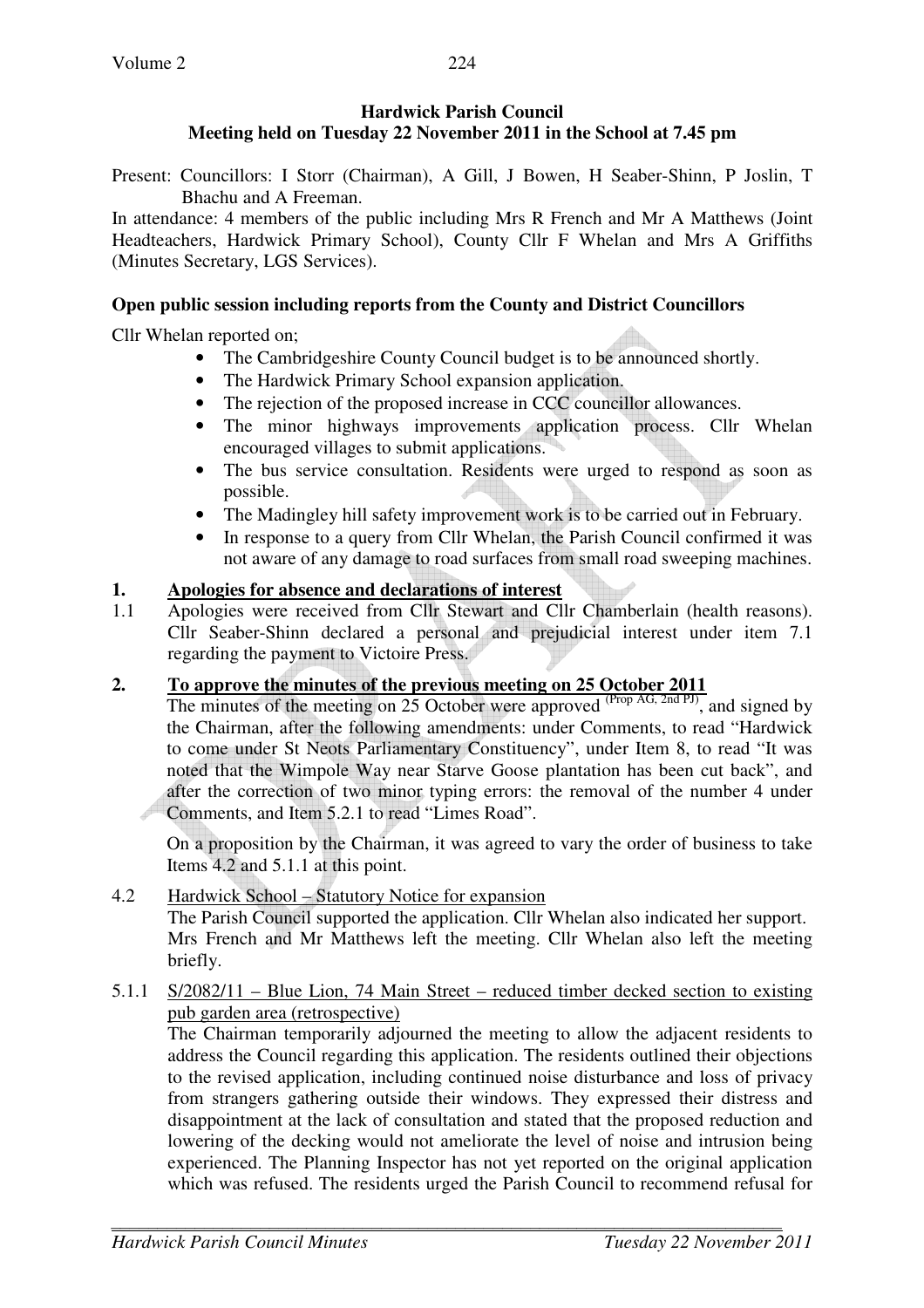## Hardwick Parish Council
## Meeting held on Tuesday 22 November 2011 in the School at 7.45 pm

Present: Councillors: I Storr (Chairman), A Gill, J Bowen, H Seaber-Shinn, P Joslin, T Bhachu and A Freeman.

In attendance: 4 members of the public including Mrs R French and Mr A Matthews (Joint Headteachers, Hardwick Primary School), County Cllr F Whelan and Mrs A Griffiths (Minutes Secretary, LGS Services).

**Open public session including reports from the County and District Councillors**

Cllr Whelan reported on;

- The Cambridgeshire County Council budget is to be announced shortly.
- The Hardwick Primary School expansion application.
- The rejection of the proposed increase in CCC councillor allowances.
- The minor highways improvements application process. Cllr Whelan encouraged villages to submit applications.
- The bus service consultation. Residents were urged to respond as soon as possible.
- The Madingley hill safety improvement work is to be carried out in February.
- In response to a query from Cllr Whelan, the Parish Council confirmed it was not aware of any damage to road surfaces from small road sweeping machines.

**1. Apologies for absence and declarations of interest**

1.1 Apologies were received from Cllr Stewart and Cllr Chamberlain (health reasons). Cllr Seaber-Shinn declared a personal and prejudicial interest under item 7.1 regarding the payment to Victoire Press.

**2. To approve the minutes of the previous meeting on 25 October 2011**

The minutes of the meeting on 25 October were approved (Prop AG, 2nd PJ), and signed by the Chairman, after the following amendments: under Comments, to read "Hardwick to come under St Neots Parliamentary Constituency", under Item 8, to read "It was noted that the Wimpole Way near Starve Goose plantation has been cut back", and after the correction of two minor typing errors: the removal of the number 4 under Comments, and Item 5.2.1 to read "Limes Road".

On a proposition by the Chairman, it was agreed to vary the order of business to take Items 4.2 and 5.1.1 at this point.

4.2 Hardwick School – Statutory Notice for expansion

The Parish Council supported the application. Cllr Whelan also indicated her support. Mrs French and Mr Matthews left the meeting. Cllr Whelan also left the meeting briefly.

5.1.1 S/2082/11 – Blue Lion, 74 Main Street – reduced timber decked section to existing pub garden area (retrospective)

The Chairman temporarily adjourned the meeting to allow the adjacent residents to address the Council regarding this application. The residents outlined their objections to the revised application, including continued noise disturbance and loss of privacy from strangers gathering outside their windows. They expressed their distress and disappointment at the lack of consultation and stated that the proposed reduction and lowering of the decking would not ameliorate the level of noise and intrusion being experienced. The Planning Inspector has not yet reported on the original application which was refused. The residents urged the Parish Council to recommend refusal for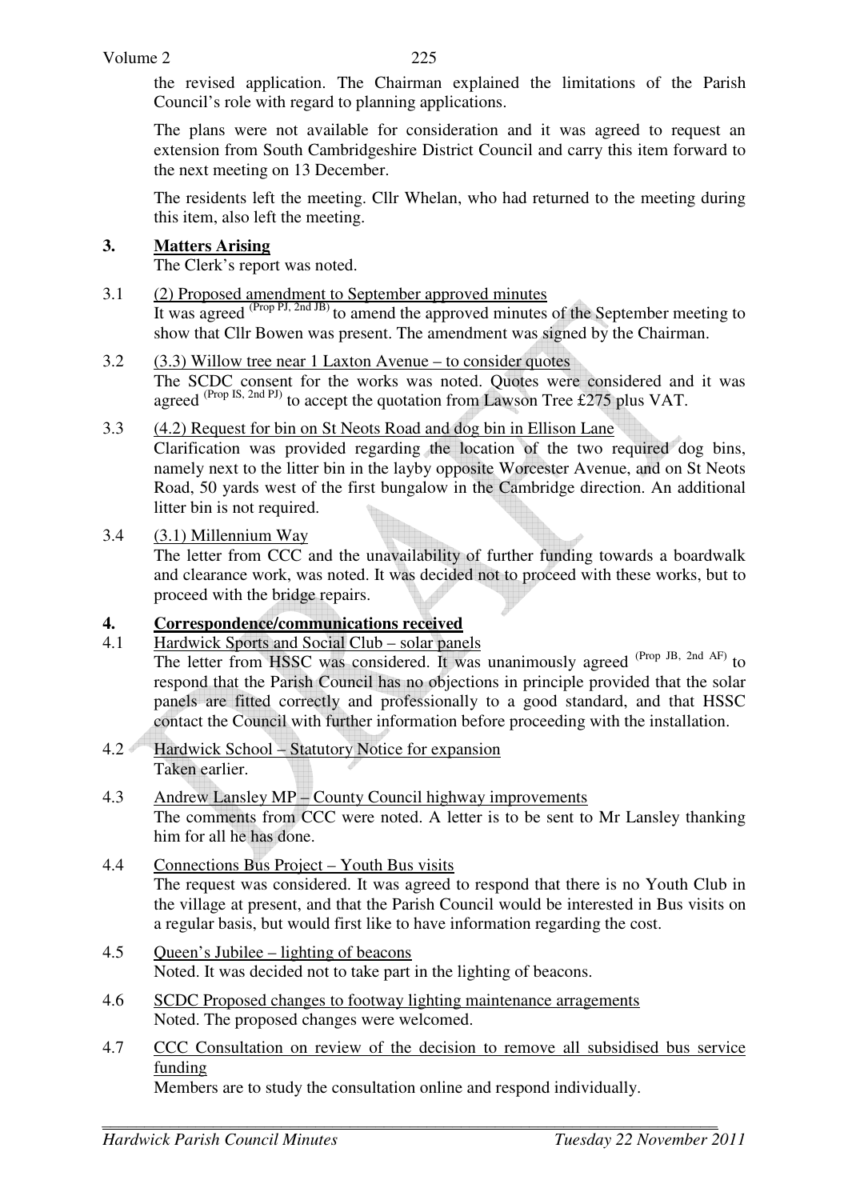the revised application. The Chairman explained the limitations of the Parish Council's role with regard to planning applications.

The plans were not available for consideration and it was agreed to request an extension from South Cambridgeshire District Council and carry this item forward to the next meeting on 13 December.

The residents left the meeting. Cllr Whelan, who had returned to the meeting during this item, also left the meeting.

## 3. Matters Arising

The Clerk's report was noted.

3.1 (2) Proposed amendment to September approved minutes

It was agreed (Prop PJ, 2nd JB) to amend the approved minutes of the September meeting to show that Cllr Bowen was present. The amendment was signed by the Chairman.

3.2 (3.3) Willow tree near 1 Laxton Avenue – to consider quotes

The SCDC consent for the works was noted. Quotes were considered and it was agreed (Prop IS, 2nd PJ) to accept the quotation from Lawson Tree £275 plus VAT.

3.3 (4.2) Request for bin on St Neots Road and dog bin in Ellison Lane

Clarification was provided regarding the location of the two required dog bins, namely next to the litter bin in the layby opposite Worcester Avenue, and on St Neots Road, 50 yards west of the first bungalow in the Cambridge direction. An additional litter bin is not required.

3.4 (3.1) Millennium Way

The letter from CCC and the unavailability of further funding towards a boardwalk and clearance work, was noted. It was decided not to proceed with these works, but to proceed with the bridge repairs.

## 4. Correspondence/communications received

4.1 Hardwick Sports and Social Club – solar panels

The letter from HSSC was considered. It was unanimously agreed (Prop JB, 2nd AF) to respond that the Parish Council has no objections in principle provided that the solar panels are fitted correctly and professionally to a good standard, and that HSSC contact the Council with further information before proceeding with the installation.

4.2 Hardwick School – Statutory Notice for expansion

Taken earlier.

4.3 Andrew Lansley MP – County Council highway improvements

The comments from CCC were noted. A letter is to be sent to Mr Lansley thanking him for all he has done.

4.4 Connections Bus Project – Youth Bus visits

The request was considered. It was agreed to respond that there is no Youth Club in the village at present, and that the Parish Council would be interested in Bus visits on a regular basis, but would first like to have information regarding the cost.

4.5 Queen's Jubilee – lighting of beacons

Noted. It was decided not to take part in the lighting of beacons.

4.6 SCDC Proposed changes to footway lighting maintenance arragements

Noted. The proposed changes were welcomed.

4.7 CCC Consultation on review of the decision to remove all subsidised bus service funding

Members are to study the consultation online and respond individually.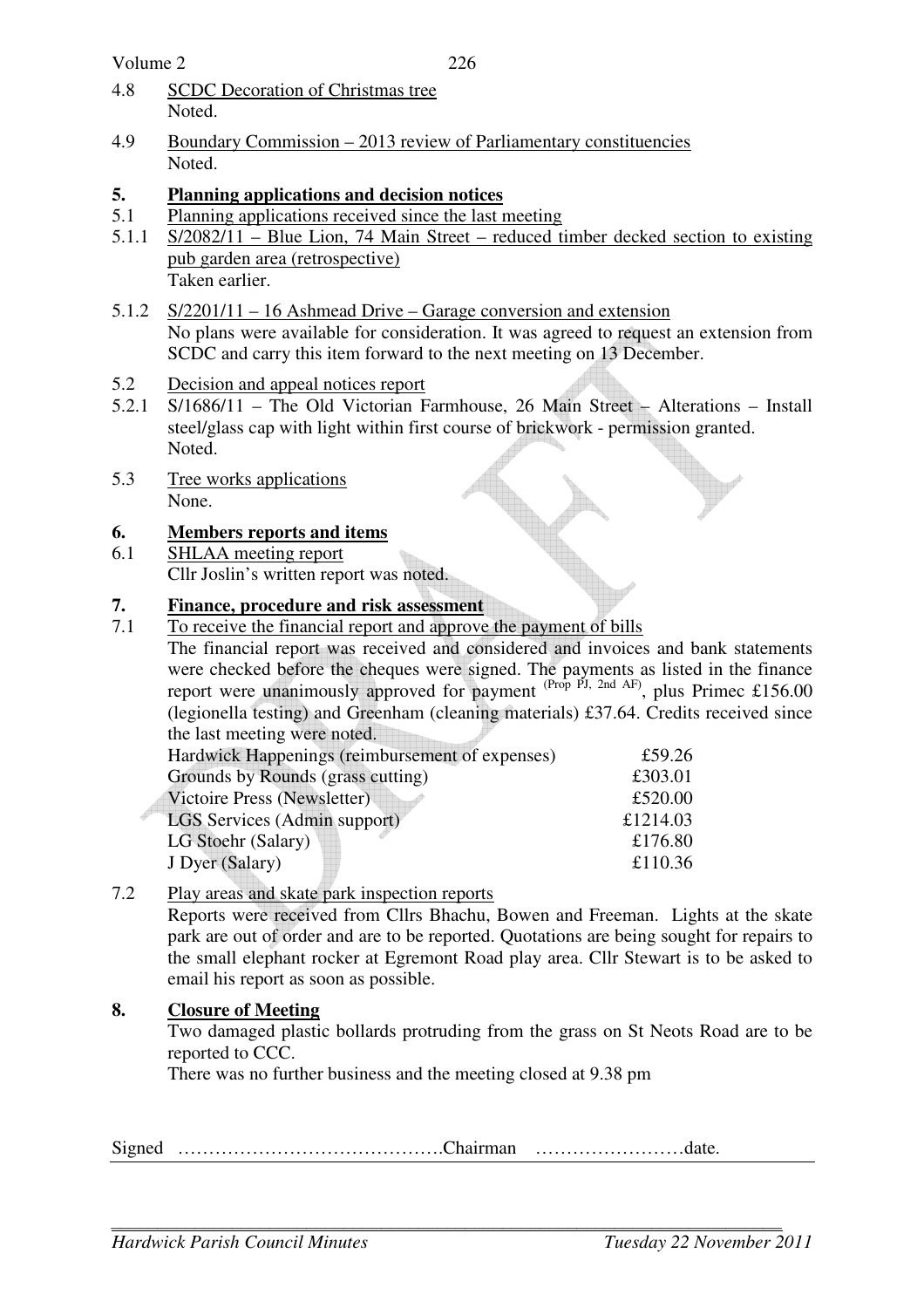4.8 SCDC Decoration of Christmas tree
Noted.

4.9 Boundary Commission – 2013 review of Parliamentary constituencies
Noted.

## 5. Planning applications and decision notices

5.1 Planning applications received since the last meeting

5.1.1 S/2082/11 – Blue Lion, 74 Main Street – reduced timber decked section to existing pub garden area (retrospective)
Taken earlier.

5.1.2 S/2201/11 – 16 Ashmead Drive – Garage conversion and extension
No plans were available for consideration. It was agreed to request an extension from SCDC and carry this item forward to the next meeting on 13 December.

5.2 Decision and appeal notices report

5.2.1 S/1686/11 – The Old Victorian Farmhouse, 26 Main Street – Alterations – Install steel/glass cap with light within first course of brickwork - permission granted.
Noted.

5.3 Tree works applications
None.

## 6. Members reports and items

6.1 SHLAA meeting report
Cllr Joslin's written report was noted.

## 7. Finance, procedure and risk assessment

7.1 To receive the financial report and approve the payment of bills
The financial report was received and considered and invoices and bank statements were checked before the cheques were signed. The payments as listed in the finance report were unanimously approved for payment (Prop PJ, 2nd AF), plus Primec £156.00 (legionella testing) and Greenham (cleaning materials) £37.64. Credits received since the last meeting were noted.

| | |
|---|---|
| Hardwick Happenings (reimbursement of expenses) | £59.26 |
| Grounds by Rounds (grass cutting) | £303.01 |
| Victoire Press (Newsletter) | £520.00 |
| LGS Services (Admin support) | £1214.03 |
| LG Stoehr (Salary) | £176.80 |
| J Dyer (Salary) | £110.36 |

7.2 Play areas and skate park inspection reports
Reports were received from Cllrs Bhachu, Bowen and Freeman. Lights at the skate park are out of order and are to be reported. Quotations are being sought for repairs to the small elephant rocker at Egremont Road play area. Cllr Stewart is to be asked to email his report as soon as possible.

## 8. Closure of Meeting

Two damaged plastic bollards protruding from the grass on St Neots Road are to be reported to CCC.

There was no further business and the meeting closed at 9.38 pm

Signed …………………………………….Chairman ……………………date.